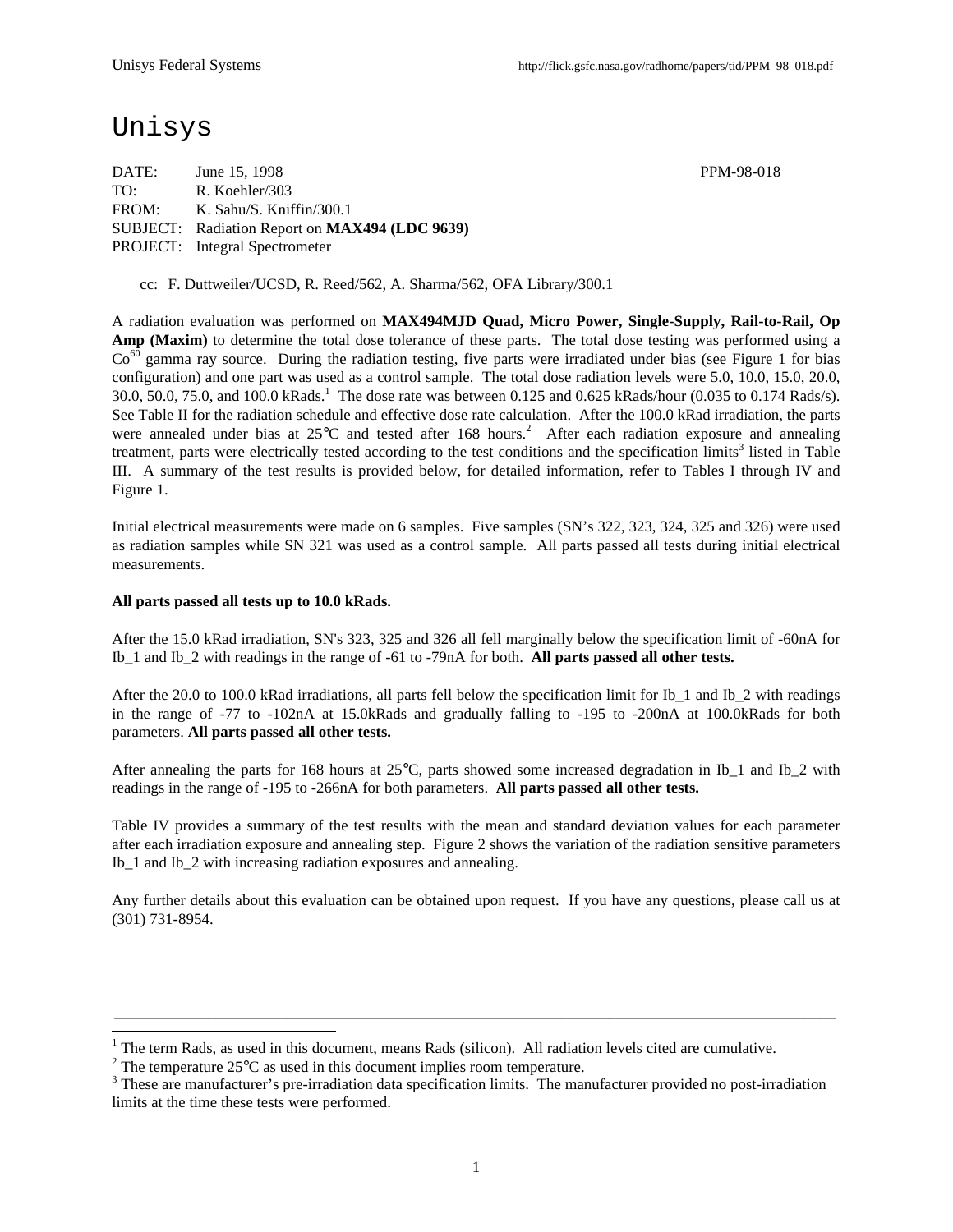# Unisys

DATE: June 15, 1998 PPM-98-018
TO: R. Koehler/303
FROM: K. Sahu/S. Kniffin/300.1
SUBJECT: Radiation Report on **MAX494 (LDC 9639)**
PROJECT: Integral Spectrometer

cc: F. Duttweiler/UCSD, R. Reed/562, A. Sharma/562, OFA Library/300.1

A radiation evaluation was performed on **MAX494MJD Quad, Micro Power, Single-Supply, Rail-to-Rail, Op Amp (Maxim)** to determine the total dose tolerance of these parts. The total dose testing was performed using a $Co^{60}$ gamma ray source. During the radiation testing, five parts were irradiated under bias (see Figure 1 for bias configuration) and one part was used as a control sample. The total dose radiation levels were 5.0, 10.0, 15.0, 20.0, 30.0, 50.0, 75.0, and 100.0 kRads.[1] The dose rate was between 0.125 and 0.625 kRads/hour (0.035 to 0.174 Rads/s). See Table II for the radiation schedule and effective dose rate calculation. After the 100.0 kRad irradiation, the parts were annealed under bias at 25°C and tested after 168 hours.[2] After each radiation exposure and annealing treatment, parts were electrically tested according to the test conditions and the specification limits[3] listed in Table III. A summary of the test results is provided below, for detailed information, refer to Tables I through IV and Figure 1.

Initial electrical measurements were made on 6 samples. Five samples (SN's 322, 323, 324, 325 and 326) were used as radiation samples while SN 321 was used as a control sample. All parts passed all tests during initial electrical measurements.

**All parts passed all tests up to 10.0 kRads.**

After the 15.0 kRad irradiation, SN's 323, 325 and 326 all fell marginally below the specification limit of -60nA for Ib_1 and Ib_2 with readings in the range of -61 to -79nA for both. **All parts passed all other tests.**

After the 20.0 to 100.0 kRad irradiations, all parts fell below the specification limit for Ib_1 and Ib_2 with readings in the range of -77 to -102nA at 15.0kRads and gradually falling to -195 to -200nA at 100.0kRads for both parameters. **All parts passed all other tests.**

After annealing the parts for 168 hours at 25°C, parts showed some increased degradation in Ib_1 and Ib_2 with readings in the range of -195 to -266nA for both parameters. **All parts passed all other tests.**

Table IV provides a summary of the test results with the mean and standard deviation values for each parameter after each irradiation exposure and annealing step. Figure 2 shows the variation of the radiation sensitive parameters Ib_1 and Ib_2 with increasing radiation exposures and annealing.

Any further details about this evaluation can be obtained upon request. If you have any questions, please call us at (301) 731-8954.

---

[1] The term Rads, as used in this document, means Rads (silicon). All radiation levels cited are cumulative.

[2] The temperature 25°C as used in this document implies room temperature.

[3] These are manufacturer's pre-irradiation data specification limits. The manufacturer provided no post-irradiation limits at the time these tests were performed.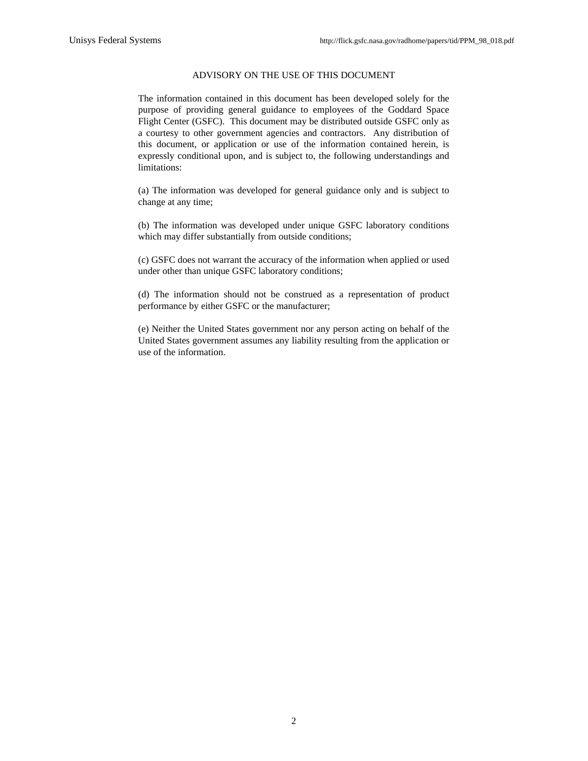## ADVISORY ON THE USE OF THIS DOCUMENT

The information contained in this document has been developed solely for the purpose of providing general guidance to employees of the Goddard Space Flight Center (GSFC). This document may be distributed outside GSFC only as a courtesy to other government agencies and contractors. Any distribution of this document, or application or use of the information contained herein, is expressly conditional upon, and is subject to, the following understandings and limitations:

(a) The information was developed for general guidance only and is subject to change at any time;

(b) The information was developed under unique GSFC laboratory conditions which may differ substantially from outside conditions;

(c) GSFC does not warrant the accuracy of the information when applied or used under other than unique GSFC laboratory conditions;

(d) The information should not be construed as a representation of product performance by either GSFC or the manufacturer;

(e) Neither the United States government nor any person acting on behalf of the United States government assumes any liability resulting from the application or use of the information.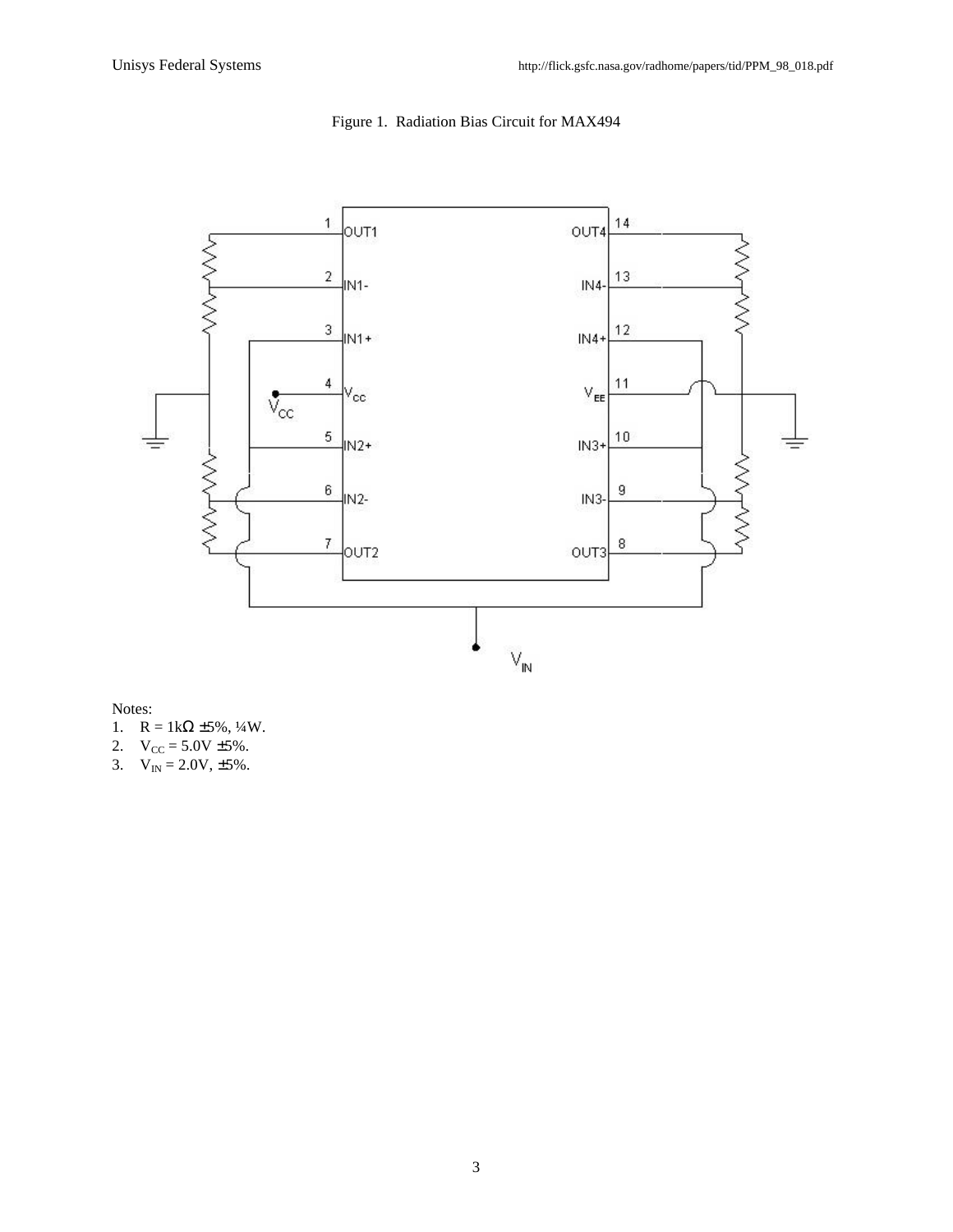Figure 1. Radiation Bias Circuit for MAX494

Notes:

1. R = 1kΩ ±5%, ¼W.
2. $V_{CC}$ = 5.0V ±5%.
3. $V_{IN}$ = 2.0V, ±5%.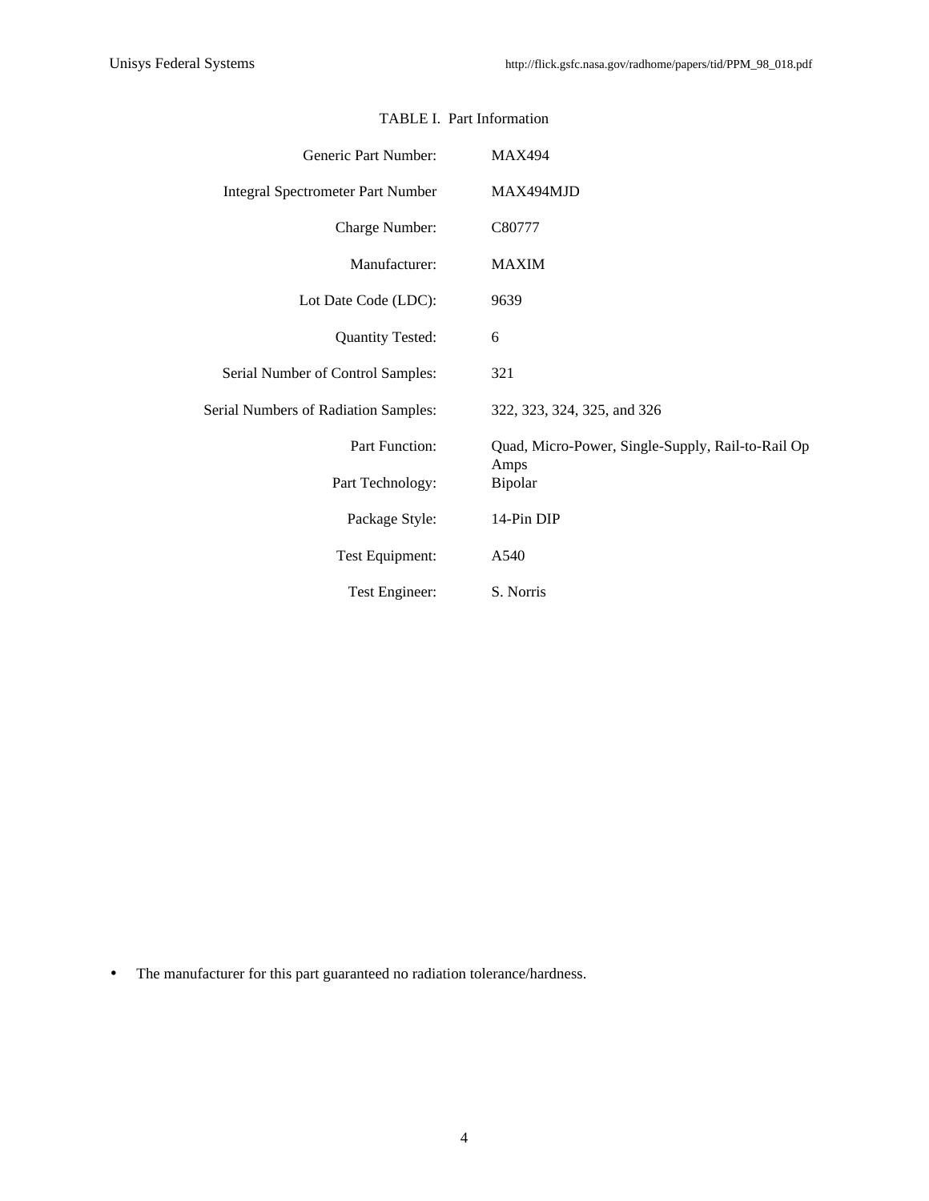TABLE I. Part Information

| | |
|---|---|
| Generic Part Number: | MAX494 |
| Integral Spectrometer Part Number | MAX494MJD |
| Charge Number: | C80777 |
| Manufacturer: | MAXIM |
| Lot Date Code (LDC): | 9639 |
| Quantity Tested: | 6 |
| Serial Number of Control Samples: | 321 |
| Serial Numbers of Radiation Samples: | 322, 323, 324, 325, and 326 |
| Part Function: | Quad, Micro-Power, Single-Supply, Rail-to-Rail Op Amps |
| Part Technology: | Bipolar |
| Package Style: | 14-Pin DIP |
| Test Equipment: | A540 |
| Test Engineer: | S. Norris |

- The manufacturer for this part guaranteed no radiation tolerance/hardness.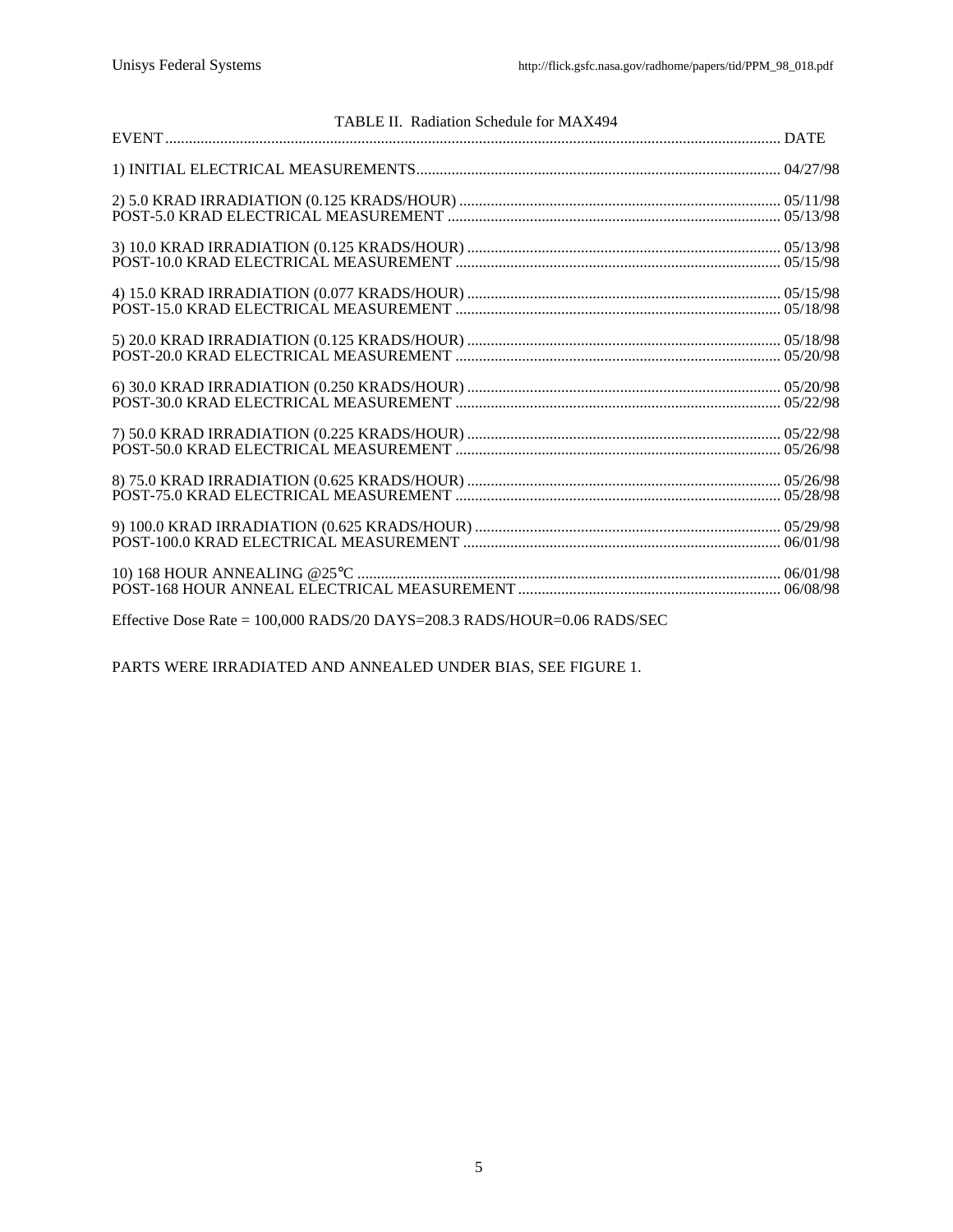TABLE II. Radiation Schedule for MAX494

| EVENT | DATE |
|---|---|
| 1) INITIAL ELECTRICAL MEASUREMENTS | 04/27/98 |
| 2) 5.0 KRAD IRRADIATION (0.125 KRADS/HOUR) | 05/11/98 |
| POST-5.0 KRAD ELECTRICAL MEASUREMENT | 05/13/98 |
| 3) 10.0 KRAD IRRADIATION (0.125 KRADS/HOUR) | 05/13/98 |
| POST-10.0 KRAD ELECTRICAL MEASUREMENT | 05/15/98 |
| 4) 15.0 KRAD IRRADIATION (0.077 KRADS/HOUR) | 05/15/98 |
| POST-15.0 KRAD ELECTRICAL MEASUREMENT | 05/18/98 |
| 5) 20.0 KRAD IRRADIATION (0.125 KRADS/HOUR) | 05/18/98 |
| POST-20.0 KRAD ELECTRICAL MEASUREMENT | 05/20/98 |
| 6) 30.0 KRAD IRRADIATION (0.250 KRADS/HOUR) | 05/20/98 |
| POST-30.0 KRAD ELECTRICAL MEASUREMENT | 05/22/98 |
| 7) 50.0 KRAD IRRADIATION (0.225 KRADS/HOUR) | 05/22/98 |
| POST-50.0 KRAD ELECTRICAL MEASUREMENT | 05/26/98 |
| 8) 75.0 KRAD IRRADIATION (0.625 KRADS/HOUR) | 05/26/98 |
| POST-75.0 KRAD ELECTRICAL MEASUREMENT | 05/28/98 |
| 9) 100.0 KRAD IRRADIATION (0.625 KRADS/HOUR) | 05/29/98 |
| POST-100.0 KRAD ELECTRICAL MEASUREMENT | 06/01/98 |
| 10) 168 HOUR ANNEALING @25°C | 06/01/98 |
| POST-168 HOUR ANNEAL ELECTRICAL MEASUREMENT | 06/08/98 |

Effective Dose Rate = 100,000 RADS/20 DAYS=208.3 RADS/HOUR=0.06 RADS/SEC

PARTS WERE IRRADIATED AND ANNEALED UNDER BIAS, SEE FIGURE 1.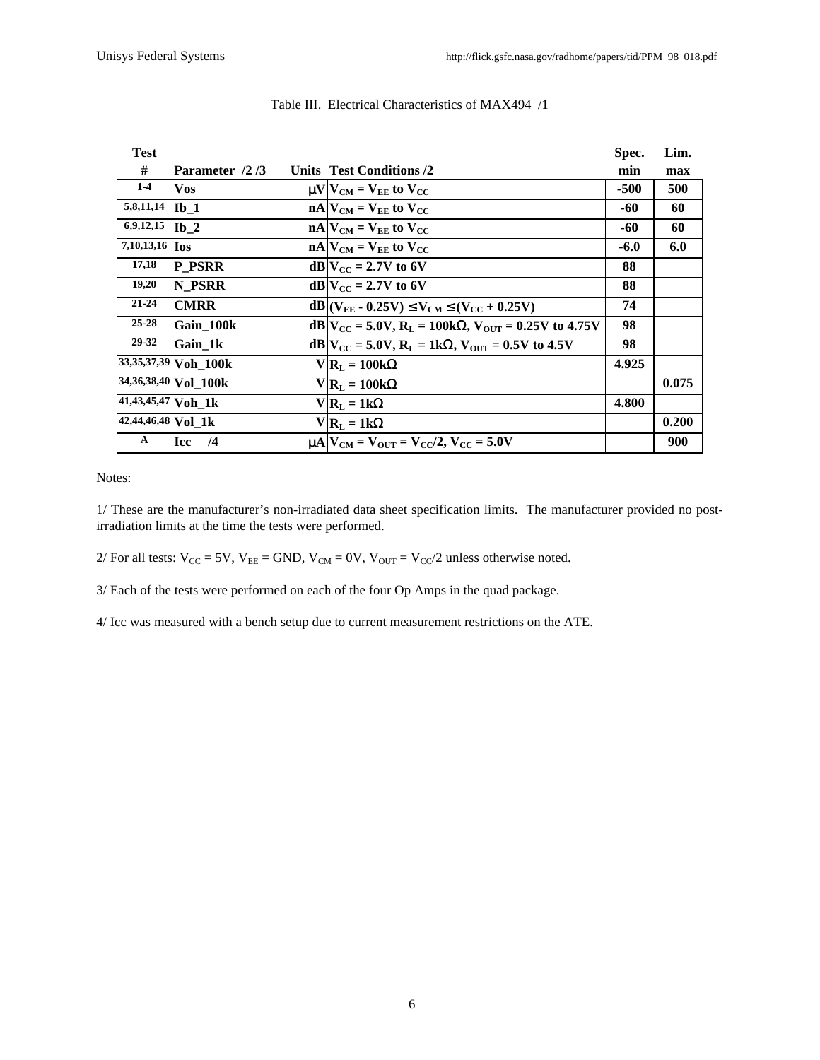Table III. Electrical Characteristics of MAX494 /1

| Test # | Parameter /2 /3 | Units | Test Conditions /2 | Spec. min | Lim. max |
|---|---|---|---|---|---|
| 1-4 | Vos | μV | $V_{CM} = V_{EE}$ to $V_{CC}$ | -500 | 500 |
| 5,8,11,14 | Ib_1 | nA | $V_{CM} = V_{EE}$ to $V_{CC}$ | -60 | 60 |
| 6,9,12,15 | Ib_2 | nA | $V_{CM} = V_{EE}$ to $V_{CC}$ | -60 | 60 |
| 7,10,13,16 | Ios | nA | $V_{CM} = V_{EE}$ to $V_{CC}$ | -6.0 | 6.0 |
| 17,18 | P_PSRR | dB | $V_{CC} = 2.7V$ to $6V$ | 88 | |
| 19,20 | N_PSRR | dB | $V_{CC} = 2.7V$ to $6V$ | 88 | |
| 21-24 | CMRR | dB | $(V_{EE} - 0.25V) \leq V_{CM} \leq (V_{CC} + 0.25V)$ | 74 | |
| 25-28 | Gain_100k | dB | $V_{CC} = 5.0V$, $R_L = 100k\Omega$, $V_{OUT} = 0.25V$ to $4.75V$ | 98 | |
| 29-32 | Gain_1k | dB | $V_{CC} = 5.0V$, $R_L = 1k\Omega$, $V_{OUT} = 0.5V$ to $4.5V$ | 98 | |
| 33,35,37,39 | Voh_100k | V | $R_L = 100k\Omega$ | 4.925 | |
| 34,36,38,40 | Vol_100k | V | $R_L = 100k\Omega$ | | 0.075 |
| 41,43,45,47 | Voh_1k | V | $R_L = 1k\Omega$ | 4.800 | |
| 42,44,46,48 | Vol_1k | V | $R_L = 1k\Omega$ | | 0.200 |
| A | Icc /4 | μA | $V_{CM} = V_{OUT} = V_{CC}/2$, $V_{CC} = 5.0V$ | | 900 |

Notes:

1/ These are the manufacturer's non-irradiated data sheet specification limits. The manufacturer provided no post-irradiation limits at the time the tests were performed.

2/ For all tests: $V_{CC} = 5V$, $V_{EE} = GND$, $V_{CM} = 0V$, $V_{OUT} = V_{CC}/2$ unless otherwise noted.

3/ Each of the tests were performed on each of the four Op Amps in the quad package.

4/ Icc was measured with a bench setup due to current measurement restrictions on the ATE.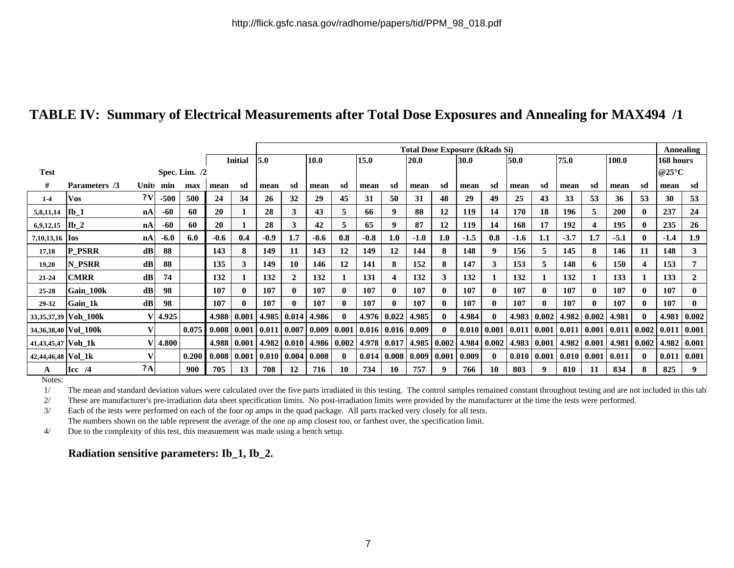# TABLE IV: Summary of Electrical Measurements after Total Dose Exposures and Annealing for MAX494 /1

| Test | | | Spec. Lim. /2 | | Initial | | Total Dose Exposure (kRads Si) | | | | | | | | | | | | | | | | | | Annealing | |
|---|---|---|---|---|---|---|---|---|---|---|---|---|---|---|---|---|---|---|---|---|---|---|---|---|---|---|
| | | | | | | | 5.0 | | 10.0 | | 15.0 | | 20.0 | | 30.0 | | 50.0 | | 75.0 | | 100.0 | | | | 168 hours @25°C | |
| # | Parameters /3 | Units | min | max | mean | sd | mean | sd | mean | sd | mean | sd | mean | sd | mean | sd | mean | sd | mean | sd | mean | sd | | | mean | sd |
| 1-4 | Vos | ?V | -500 | 500 | 24 | 34 | 26 | 32 | 29 | 45 | 31 | 50 | 31 | 48 | 29 | 49 | 25 | 43 | 33 | 53 | 36 | 53 | | | 30 | 53 |
| 5,8,11,14 | Ib_1 | nA | -60 | 60 | 20 | 1 | 28 | 3 | 43 | 5 | 66 | 9 | 88 | 12 | 119 | 14 | 170 | 18 | 196 | 5 | 200 | 0 | | | 237 | 24 |
| 6,9,12,15 | Ib_2 | nA | -60 | 60 | 20 | 1 | 28 | 3 | 42 | 5 | 65 | 9 | 87 | 12 | 119 | 14 | 168 | 17 | 192 | 4 | 195 | 0 | | | 235 | 26 |
| 7,10,13,16 | Ios | nA | -6.0 | 6.0 | -0.6 | 0.4 | -0.9 | 1.7 | -0.6 | 0.8 | -0.8 | 1.0 | -1.0 | 1.0 | -1.5 | 0.8 | -1.6 | 1.1 | -3.7 | 1.7 | -5.1 | 0 | | | -1.4 | 1.9 |
| 17,18 | P_PSRR | dB | 88 | | 143 | 8 | 149 | 11 | 143 | 12 | 149 | 12 | 144 | 8 | 148 | 9 | 156 | 5 | 145 | 8 | 146 | 11 | | | 148 | 3 |
| 19,20 | N_PSRR | dB | 88 | | 135 | 3 | 149 | 10 | 146 | 12 | 141 | 8 | 152 | 8 | 147 | 3 | 153 | 5 | 148 | 6 | 150 | 4 | | | 153 | 7 |
| 21-24 | CMRR | dB | 74 | | 132 | 1 | 132 | 2 | 132 | 1 | 131 | 4 | 132 | 3 | 132 | 1 | 132 | 1 | 132 | 1 | 133 | 1 | | | 133 | 2 |
| 25-28 | Gain_100k | dB | 98 | | 107 | 0 | 107 | 0 | 107 | 0 | 107 | 0 | 107 | 0 | 107 | 0 | 107 | 0 | 107 | 0 | 107 | 0 | | | 107 | 0 |
| 29-32 | Gain_1k | dB | 98 | | 107 | 0 | 107 | 0 | 107 | 0 | 107 | 0 | 107 | 0 | 107 | 0 | 107 | 0 | 107 | 0 | 107 | 0 | | | 107 | 0 |
| 33,35,37,39 | Voh_100k | V | 4.925 | | 4.988 | 0.001 | 4.985 | 0.014 | 4.986 | 0 | 4.976 | 0.022 | 4.985 | 0 | 4.984 | 0 | 4.983 | 0.002 | 4.982 | 0.002 | 4.981 | 0 | | | 4.981 | 0.002 |
| 34,36,38,40 | Vol_100k | V | | 0.075 | 0.008 | 0.001 | 0.011 | 0.007 | 0.009 | 0.001 | 0.016 | 0.016 | 0.009 | 0 | 0.010 | 0.001 | 0.011 | 0.001 | 0.011 | 0.001 | 0.011 | 0.002 | | | 0.011 | 0.001 |
| 41,43,45,47 | Voh_1k | V | 4.800 | | 4.988 | 0.001 | 4.982 | 0.010 | 4.986 | 0.002 | 4.978 | 0.017 | 4.985 | 0.002 | 4.984 | 0.002 | 4.983 | 0.001 | 4.982 | 0.001 | 4.981 | 0.002 | | | 4.982 | 0.001 |
| 42,44,46,48 | Vol_1k | V | | 0.200 | 0.008 | 0.001 | 0.010 | 0.004 | 0.008 | 0 | 0.014 | 0.008 | 0.009 | 0.001 | 0.009 | 0 | 0.010 | 0.001 | 0.010 | 0.001 | 0.011 | 0 | | | 0.011 | 0.001 |
| A | Icc /4 | ?A | | 900 | 705 | 13 | 708 | 12 | 716 | 10 | 734 | 10 | 757 | 9 | 766 | 10 | 803 | 9 | 810 | 11 | 834 | 8 | | | 825 | 9 |

Notes:

1/ The mean and standard deviation values were calculated over the five parts irradiated in this testing. The control samples remained constant throughout testing and are not included in this tabl

2/ These are manufacturer's pre-irradiation data sheet specification limits. No post-irradiation limits were provided by the manufacturer at the time the tests were performed.

3/ Each of the tests were performed on each of the four op amps in the quad package. All parts tracked very closely for all tests.
The numbers shown on the table represent the average of the one op amp closest too, or farthest over, the specification limit.

4/ Due to the complexity of this test, this measuement was made using a bench setup.

**Radiation sensitive parameters: Ib_1, Ib_2.**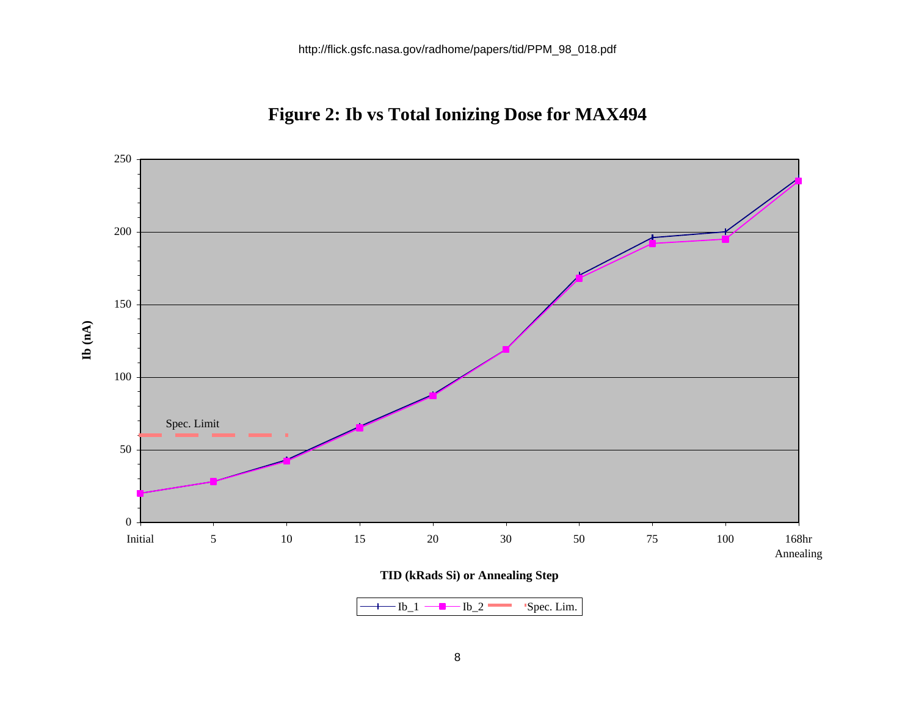http://flick.gsfc.nasa.gov/radhome/papers/tid/PPM_98_018.pdf

# Figure 2: Ib vs Total Ionizing Dose for MAX494

Ib (nA)

250

200

150

100

50

0

Spec. Limit

Initial 5 10 15 20 30 50 75 100 168hr Annealing

TID (kRads Si) or Annealing Step

Ib_1 Ib_2 Spec. Lim.